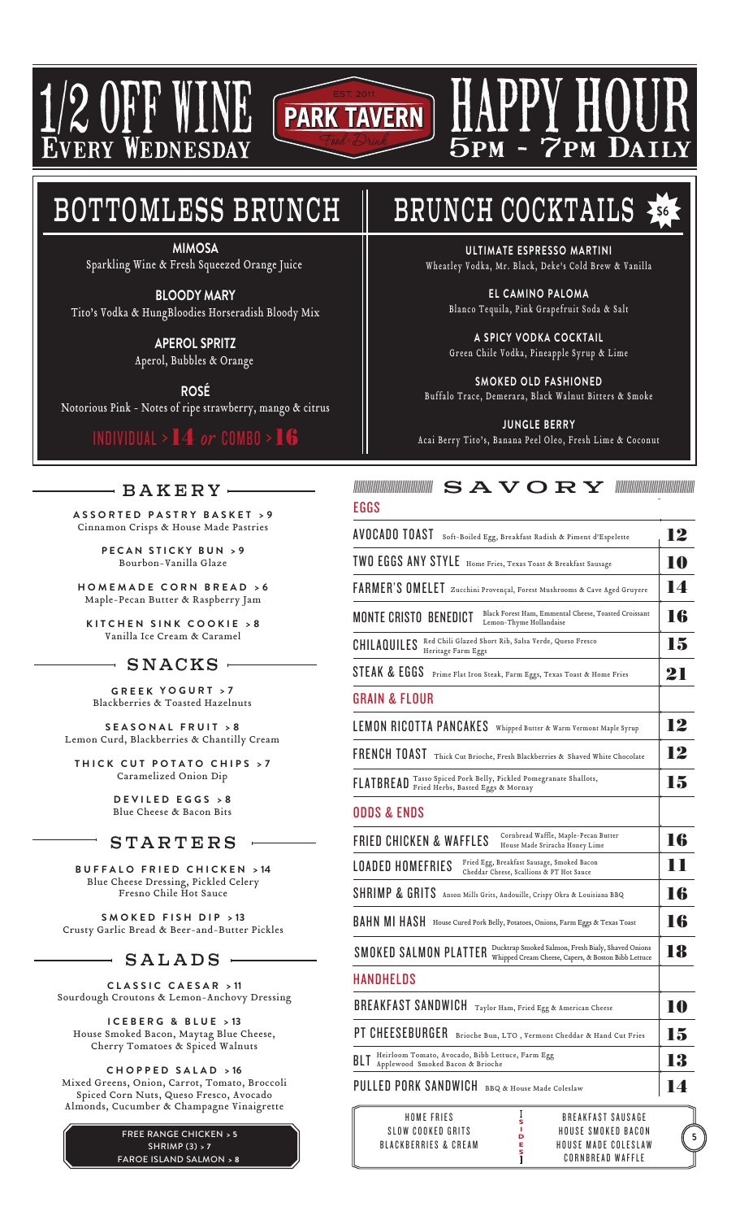# 1/2 OFF WINE
**EVERY WEDNESDAY**

PARK TAVERN
EST. 2011
Food & Drink

# HAPPY HOUR
**5PM - 7PM DAILY**

## BOTTOMLESS BRUNCH

**MIMOSA**
Sparkling Wine & Fresh Squeezed Orange Juice

**BLOODY MARY**
Tito's Vodka & HungBloodies Horseradish Bloody Mix

**APEROL SPRITZ**
Aperol, Bubbles & Orange

**ROSÉ**
Notorious Pink - Notes of ripe strawberry, mango & citrus

INDIVIDUAL > 14 *or* COMBO > 16

## BRUNCH COCKTAILS $6

**ULTIMATE ESPRESSO MARTINI**
Wheatley Vodka, Mr. Black, Deke's Cold Brew & Vanilla

**EL CAMINO PALOMA**
Blanco Tequila, Pink Grapefruit Soda & Salt

**A SPICY VODKA COCKTAIL**
Green Chile Vodka, Pineapple Syrup & Lime

**SMOKED OLD FASHIONED**
Buffalo Trace, Demerara, Black Walnut Bitters & Smoke

**JUNGLE BERRY**
Acai Berry Tito's, Banana Peel Oleo, Fresh Lime & Coconut

## BAKERY

**ASSORTED PASTRY BASKET > 9**
Cinnamon Crisps & House Made Pastries

**PECAN STICKY BUN > 9**
Bourbon-Vanilla Glaze

**HOMEMADE CORN BREAD > 6**
Maple-Pecan Butter & Raspberry Jam

**KITCHEN SINK COOKIE > 8**
Vanilla Ice Cream & Caramel

## SNACKS

**GREEK YOGURT > 7**
Blackberries & Toasted Hazelnuts

**SEASONAL FRUIT > 8**
Lemon Curd, Blackberries & Chantilly Cream

**THICK CUT POTATO CHIPS > 7**
Caramelized Onion Dip

**DEVILED EGGS > 8**
Blue Cheese & Bacon Bits

## STARTERS

**BUFFALO FRIED CHICKEN > 14**
Blue Cheese Dressing, Pickled Celery
Fresno Chile Hot Sauce

**SMOKED FISH DIP > 13**
Crusty Garlic Bread & Beer-and-Butter Pickles

## SALADS

**CLASSIC CAESAR > 11**
Sourdough Croutons & Lemon-Anchovy Dressing

**ICEBERG & BLUE > 13**
House Smoked Bacon, Maytag Blue Cheese,
Cherry Tomatoes & Spiced Walnuts

**CHOPPED SALAD > 16**
Mixed Greens, Onion, Carrot, Tomato, Broccoli
Spiced Corn Nuts, Queso Fresco, Avocado
Almonds, Cucumber & Champagne Vinaigrette

FREE RANGE CHICKEN > 5
SHRIMP (3) > 7
FAROE ISLAND SALMON > 8

## SAVORY

### EGGS

| Item | Price |
| --- | --- |
| **AVOCADO TOAST** Soft-Boiled Egg, Breakfast Radish & Piment d'Espelette | 12 |
| **TWO EGGS ANY STYLE** Home Fries, Texas Toast & Breakfast Sausage | 10 |
| **FARMER'S OMELET** Zucchini Provençal, Forest Mushrooms & Cave Aged Gruyere | 14 |
| **MONTE CRISTO BENEDICT** Black Forest Ham, Emmental Cheese, Toasted Croissant, Lemon-Thyme Hollandaise | 16 |
| **CHILAQUILES** Red Chili Glazed Short Rib, Salsa Verde, Queso Fresco, Heritage Farm Eggs | 15 |
| **STEAK & EGGS** Prime Flat Iron Steak, Farm Eggs, Texas Toast & Home Fries | 21 |

### GRAIN & FLOUR

| Item | Price |
| --- | --- |
| **LEMON RICOTTA PANCAKES** Whipped Butter & Warm Vermont Maple Syrup | 12 |
| **FRENCH TOAST** Thick Cut Brioche, Fresh Blackberries & Shaved White Chocolate | 12 |
| **FLATBREAD** Tasso Spiced Pork Belly, Pickled Pomegranate Shallots, Fried Herbs, Basted Eggs & Mornay | 15 |

### ODDS & ENDS

| Item | Price |
| --- | --- |
| **FRIED CHICKEN & WAFFLES** Cornbread Waffle, Maple-Pecan Butter, House Made Sriracha Honey Lime | 16 |
| **LOADED HOMEFRIES** Fried Egg, Breakfast Sausage, Smoked Bacon, Cheddar Cheese, Scallions & PT Hot Sauce | 11 |
| **SHRIMP & GRITS** Anson Mills Grits, Andouille, Crispy Okra & Louisiana BBQ | 16 |
| **BAHN MI HASH** House Cured Pork Belly, Potatoes, Onions, Farm Eggs & Texas Toast | 16 |
| **SMOKED SALMON PLATTER** Ducktrap Smoked Salmon, Fresh Bialy, Shaved Onions, Whipped Cream Cheese, Capers, & Boston Bibb Lettuce | 18 |

### HANDHELDS

| Item | Price |
| --- | --- |
| **BREAKFAST SANDWICH** Taylor Ham, Fried Egg & American Cheese | 10 |
| **PT CHEESEBURGER** Brioche Bun, LTO , Vermont Cheddar & Hand Cut Fries | 15 |
| **BLT** Heirloom Tomato, Avocado, Bibb Lettuce, Farm Egg, Applewood Smoked Bacon & Brioche | 13 |
| **PULLED PORK SANDWICH** BBQ & House Made Coleslaw | 14 |

### SIDES — 5

HOME FRIES
SLOW COOKED GRITS
BLACKBERRIES & CREAM
BREAKFAST SAUSAGE
HOUSE SMOKED BACON
HOUSE MADE COLESLAW
CORNBREAD WAFFLE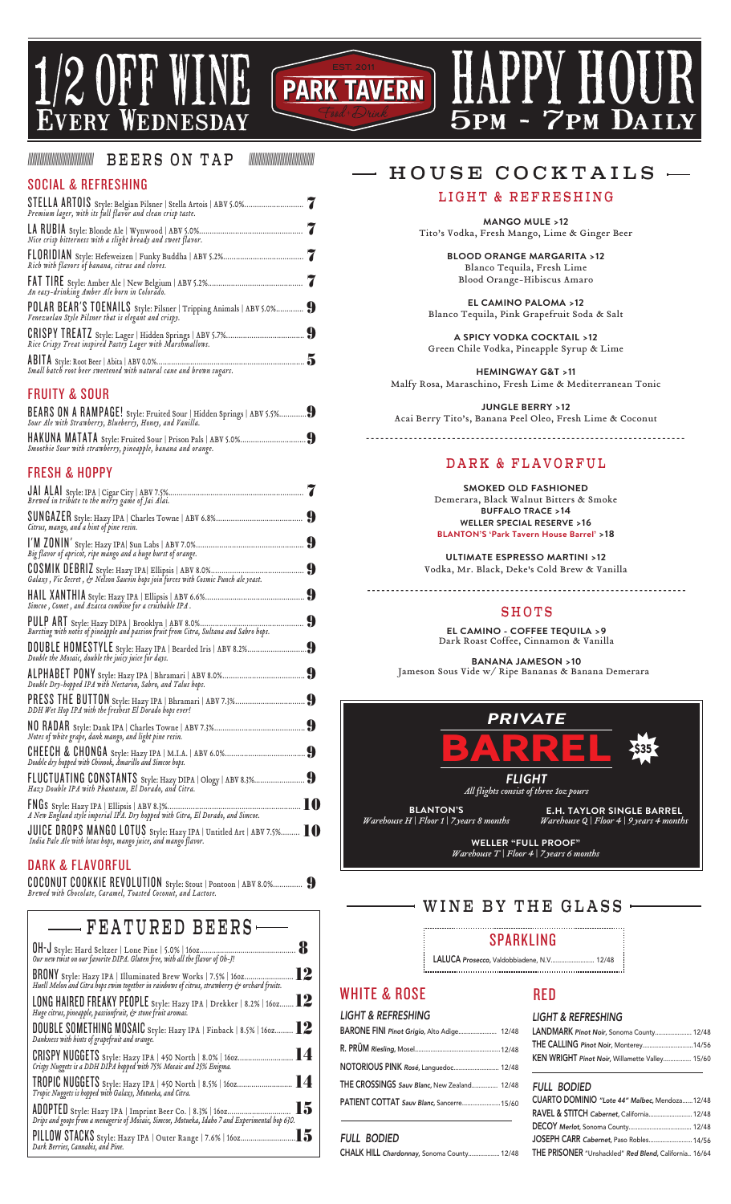# 1/2 OFF WINE EVERY WEDNESDAY

EST. 2011
PARK TAVERN
Food & Drink

# HAPPY HOUR 5PM - 7PM DAILY

## BEERS ON TAP

### SOCIAL & REFRESHING

**STELLA ARTOIS** Style: Belgian Pilsner | Stella Artois | ABV 5.0% .......... 7
*Premium lager, with its full flavor and clean crisp taste.*

**LA RUBIA** Style: Blonde Ale | Wynwood | ABV 5.0% .......... 7
*Nice crisp bitterness with a slight bready and sweet flavor.*

**FLORIDIAN** Style: Hefeweizen | Funky Buddha | ABV 5.2% .......... 7
*Rich with flavors of banana, citrus and cloves.*

**FAT TIRE** Style: Amber Ale | New Belgium | ABV 5.2% .......... 7
*An easy-drinking Amber Ale born in Colorado.*

**POLAR BEAR'S TOENAILS** Style: Pilsner | Tripping Animals | ABV 5.0% .......... 9
*Venezuelan Style Pilsner that is elegant and crispy.*

**CRISPY TREATZ** Style: Lager | Hidden Springs | ABV 5.7% .......... 9
*Rice Crispy Treat inspired Pastry Lager with Marshmallows.*

**ABITA** Style: Root Beer | Abita | ABV 0.0% .......... 5
*Small batch root beer sweetened with natural cane and brown sugars.*

### FRUITY & SOUR

**BEARS ON A RAMPAGE!** Style: Fruited Sour | Hidden Springs | ABV 5.5% .......... 9
*Sour Ale with Strawberry, Blueberry, Honey, and Vanilla.*

**HAKUNA MATATA** Style: Fruited Sour | Prison Pals | ABV 5.0% .......... 9
*Smoothie Sour with strawberry, pineapple, banana and orange.*

### FRESH & HOPPY

**JAI ALAI** Style: IPA | Cigar City | ABV 7.5% .......... 7
*Brewed in tribute to the merry game of Jai Alai.*

**SUNGAZER** Style: Hazy IPA | Charles Towne | ABV 6.8% .......... 9
*Citrus, mango, and a hint of pine resin.*

**I'M ZONIN'** Style: Hazy IPA | Sun Labs | ABV 7.0% .......... 9
*Big flavor of apricot, ripe mango and a huge burst of orange.*

**COSMIK DEBRIZ** Style: Hazy IPA | Ellipsis | ABV 8.0% .......... 9
*Galaxy, Vic Secret, & Nelson Sauvin hops join forces with Cosmic Punch ale yeast.*

**HAIL XANTHIA** Style: Hazy IPA | Ellipsis | ABV 6.6% .......... 9
*Simcoe, Comet, and Azacca combine for a crushable IPA.*

**PULP ART** Style: Hazy DIPA | Brooklyn | ABV 8.0% .......... 9
*Bursting with notes of pineapple and passion fruit from Citra, Sultana and Sabro hops.*

**DOUBLE HOMESTYLE** Style: Hazy IPA | Bearded Iris | ABV 8.2% .......... 9
*Double the Mosaic, double the juicy juice for days.*

**ALPHABET PONY** Style: Hazy IPA | Bhramari | ABV 8.0% .......... 9
*Double Dry-hopped IPA with Nectaron, Sabro, and Talus hops.*

**PRESS THE BUTTON** Style: Hazy IPA | Bhramari | ABV 7.3% .......... 9
*DDH Wet Hop IPA with the freshest El Dorado hops ever!*

**NO RADAR** Style: Dank IPA | Charles Towne | ABV 7.3% .......... 9
*Notes of white grape, dank mango, and light pine resin.*

**CHEECH & CHONGA** Style: Hazy IPA | M.I.A. | ABV 6.0% .......... 9
*Double dry hopped with Chinook, Amarillo and Simcoe hops.*

**FLUCTUATING CONSTANTS** Style: Hazy DIPA | Ology | ABV 8.3% .......... 9
*Hazy Double IPA with Phantasm, El Dorado, and Citra.*

**FNGS** Style: Hazy IPA | Ellipsis | ABV 8.3% .......... 10
*A New England style imperial IPA. Dry hopped with Citra, El Dorado, and Simcoe.*

**JUICE DROPS MANGO LOTUS** Style: Hazy IPA | Untitled Art | ABV 7.5% .......... 10
*India Pale Ale with lotus hops, mango juice, and mango flavor.*

### DARK & FLAVORFUL

**COCONUT COOKKIE REVOLUTION** Style: Stout | Pontoon | ABV 8.0% .......... 9
*Brewed with Chocolate, Caramel, Toasted Coconut, and Lactose.*

## FEATURED BEERS

**OH-J** Style: Hard Seltzer | Lone Pine | 5.0% | 16oz .......... 8
*Our new twist on our favorite DIPA. Gluten free, with all the flavor of Oh-J!*

**BRONY** Style: Hazy IPA | Illuminated Brew Works | 7.5% | 16oz .......... 12
*Huell Melon and Citra hops swim together in rainbows of citrus, strawberry & orchard fruits.*

**LONG HAIRED FREAKY PEOPLE** Style: Hazy IPA | Drekker | 8.2% | 16oz .......... 12
*Huge citrus, pineapple, passionfruit, & stone fruit aromas.*

**DOUBLE SOMETHING MOSAIC** Style: Hazy IPA | Finback | 8.5% | 16oz .......... 12
*Dankness with hints of grapefruit and orange.*

**CRISPY NUGGETS** Style: Hazy IPA | 450 North | 8.0% | 16oz .......... 14
*Crispy Nuggets is a DDH DIPA hopped with 75% Mosaic and 25% Enigma.*

**TROPIC NUGGETS** Style: Hazy IPA | 450 North | 8.5% | 16oz .......... 14
*Tropic Nuggets is hopped with Galaxy, Motueka, and Citra.*

**ADOPTED** Style: Hazy IPA | Imprint Beer Co. | 8.3% | 16oz .......... 15
*Drips and goops from a menagerie of Mosaic, Simcoe, Motueka, Idaho 7 and Experimental hop 630.*

**PILLOW STACKS** Style: Hazy IPA | Outer Range | 7.6% | 16oz .......... 15
*Dark Berries, Cannabis, and Pine.*

## HOUSE COCKTAILS

### LIGHT & REFRESHING

**MANGO MULE >12**
Tito's Vodka, Fresh Mango, Lime & Ginger Beer

**BLOOD ORANGE MARGARITA >12**
Blanco Tequila, Fresh Lime
Blood Orange-Hibiscus Amaro

**EL CAMINO PALOMA >12**
Blanco Tequila, Pink Grapefruit Soda & Salt

**A SPICY VODKA COCKTAIL >12**
Green Chile Vodka, Pineapple Syrup & Lime

**HEMINGWAY G&T >11**
Malfy Rosa, Maraschino, Fresh Lime & Mediterranean Tonic

**JUNGLE BERRY >12**
Acai Berry Tito's, Banana Peel Oleo, Fresh Lime & Coconut

### DARK & FLAVORFUL

**SMOKED OLD FASHIONED**
Demerara, Black Walnut Bitters & Smoke
**BUFFALO TRACE >14**
**WELLER SPECIAL RESERVE >16**
**BLANTON'S 'Park Tavern House Barrel' >18**

**ULTIMATE ESPRESSO MARTINI >12**
Vodka, Mr. Black, Deke's Cold Brew & Vanilla

### SHOTS

**EL CAMINO - COFFEE TEQUILA >9**
Dark Roast Coffee, Cinnamon & Vanilla

**BANANA JAMESON >10**
Jameson Sous Vide w/ Ripe Bananas & Banana Demerara

## PRIVATE BARREL FLIGHT $35

*All flights consist of three 1oz pours*

**BLANTON'S**
*Warehouse H | Floor 1 | 7 years 8 months*

**E.H. TAYLOR SINGLE BARREL**
*Warehouse Q | Floor 4 | 9 years 4 months*

**WELLER "FULL PROOF"**
*Warehouse T | Floor 4 | 7 years 6 months*

## WINE BY THE GLASS

### SPARKLING

LALUCA *Prosecco*, Valdobbiadene, N.V. .......... 12/48

### WHITE & ROSE

#### LIGHT & REFRESHING

BARONE FINI *Pinot Grigio*, Alto Adige .......... 12/48
R. PRÜM *Riesling*, Mosel .......... 12/48
NOTORIOUS PINK *Rosé*, Languedoc .......... 12/48
THE CROSSINGS *Sauv Blanc*, New Zealand .......... 12/48
PATIENT COTTAT *Sauv Blanc*, Sancerre .......... 15/60

#### FULL BODIED

CHALK HILL *Chardonnay*, Sonoma County .......... 12/48

### RED

#### LIGHT & REFRESHING

LANDMARK *Pinot Noir*, Sonoma County .......... 12/48
THE CALLING *Pinot Noir*, Monterey .......... 14/56
KEN WRIGHT *Pinot Noir*, Willamette Valley .......... 15/60

#### FULL BODIED

CUARTO DOMINIO *"Lote 44" Malbec*, Mendoza .......... 12/48
RAVEL & STITCH *Cabernet*, California .......... 12/48
DECOY *Merlot*, Sonoma County .......... 12/48
JOSEPH CARR *Cabernet*, Paso Robles .......... 14/56
THE PRISONER *"Unshackled" Red Blend*, California .......... 16/64